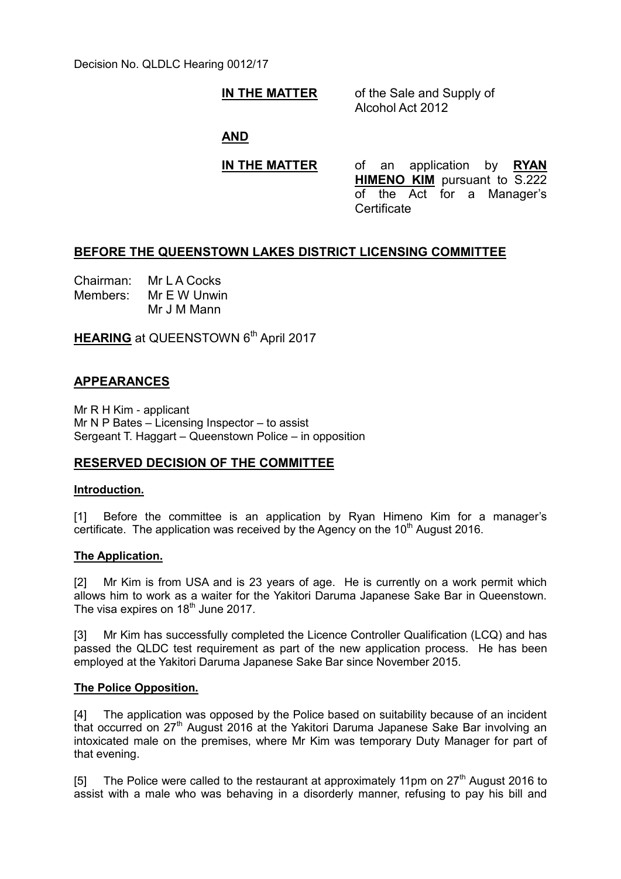Decision No. QLDLC Hearing 0012/17

**IN THE MATTER** of the Sale and Supply of Alcohol Act 2012

**AND**

**IN THE MATTER** of an application by **RYAN HIMENO KIM** pursuant to S.222 of the Act for a Manager's Certificate

## BEFORE THE QUEENSTOWN LAKES DISTRICT LICENSING COMMITTEE

Chairman: Mr L A Cocks
Members: Mr E W Unwin
Mr J M Mann

**HEARING** at QUEENSTOWN 6th April 2017

## APPEARANCES

Mr R H Kim - applicant
Mr N P Bates – Licensing Inspector – to assist
Sergeant T. Haggart – Queenstown Police – in opposition

## RESERVED DECISION OF THE COMMITTEE

### Introduction.

[1] Before the committee is an application by Ryan Himeno Kim for a manager's certificate. The application was received by the Agency on the 10th August 2016.

### The Application.

[2] Mr Kim is from USA and is 23 years of age. He is currently on a work permit which allows him to work as a waiter for the Yakitori Daruma Japanese Sake Bar in Queenstown. The visa expires on 18th June 2017.

[3] Mr Kim has successfully completed the Licence Controller Qualification (LCQ) and has passed the QLDC test requirement as part of the new application process. He has been employed at the Yakitori Daruma Japanese Sake Bar since November 2015.

### The Police Opposition.

[4] The application was opposed by the Police based on suitability because of an incident that occurred on 27th August 2016 at the Yakitori Daruma Japanese Sake Bar involving an intoxicated male on the premises, where Mr Kim was temporary Duty Manager for part of that evening.

[5] The Police were called to the restaurant at approximately 11pm on 27th August 2016 to assist with a male who was behaving in a disorderly manner, refusing to pay his bill and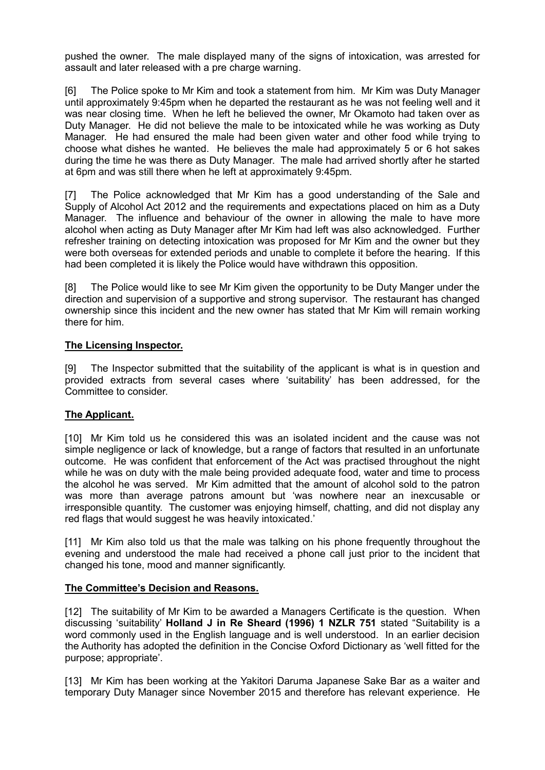pushed the owner. The male displayed many of the signs of intoxication, was arrested for assault and later released with a pre charge warning.

[6] The Police spoke to Mr Kim and took a statement from him. Mr Kim was Duty Manager until approximately 9:45pm when he departed the restaurant as he was not feeling well and it was near closing time. When he left he believed the owner, Mr Okamoto had taken over as Duty Manager. He did not believe the male to be intoxicated while he was working as Duty Manager. He had ensured the male had been given water and other food while trying to choose what dishes he wanted. He believes the male had approximately 5 or 6 hot sakes during the time he was there as Duty Manager. The male had arrived shortly after he started at 6pm and was still there when he left at approximately 9:45pm.

[7] The Police acknowledged that Mr Kim has a good understanding of the Sale and Supply of Alcohol Act 2012 and the requirements and expectations placed on him as a Duty Manager. The influence and behaviour of the owner in allowing the male to have more alcohol when acting as Duty Manager after Mr Kim had left was also acknowledged. Further refresher training on detecting intoxication was proposed for Mr Kim and the owner but they were both overseas for extended periods and unable to complete it before the hearing. If this had been completed it is likely the Police would have withdrawn this opposition.

[8] The Police would like to see Mr Kim given the opportunity to be Duty Manger under the direction and supervision of a supportive and strong supervisor. The restaurant has changed ownership since this incident and the new owner has stated that Mr Kim will remain working there for him.

## **The Licensing Inspector.**

[9] The Inspector submitted that the suitability of the applicant is what is in question and provided extracts from several cases where 'suitability' has been addressed, for the Committee to consider.

## **The Applicant.**

[10] Mr Kim told us he considered this was an isolated incident and the cause was not simple negligence or lack of knowledge, but a range of factors that resulted in an unfortunate outcome. He was confident that enforcement of the Act was practised throughout the night while he was on duty with the male being provided adequate food, water and time to process the alcohol he was served. Mr Kim admitted that the amount of alcohol sold to the patron was more than average patrons amount but 'was nowhere near an inexcusable or irresponsible quantity. The customer was enjoying himself, chatting, and did not display any red flags that would suggest he was heavily intoxicated.'

[11] Mr Kim also told us that the male was talking on his phone frequently throughout the evening and understood the male had received a phone call just prior to the incident that changed his tone, mood and manner significantly.

## **The Committee's Decision and Reasons.**

[12] The suitability of Mr Kim to be awarded a Managers Certificate is the question. When discussing 'suitability' **Holland J in Re Sheard (1996) 1 NZLR 751** stated "Suitability is a word commonly used in the English language and is well understood. In an earlier decision the Authority has adopted the definition in the Concise Oxford Dictionary as 'well fitted for the purpose; appropriate'.

[13] Mr Kim has been working at the Yakitori Daruma Japanese Sake Bar as a waiter and temporary Duty Manager since November 2015 and therefore has relevant experience. He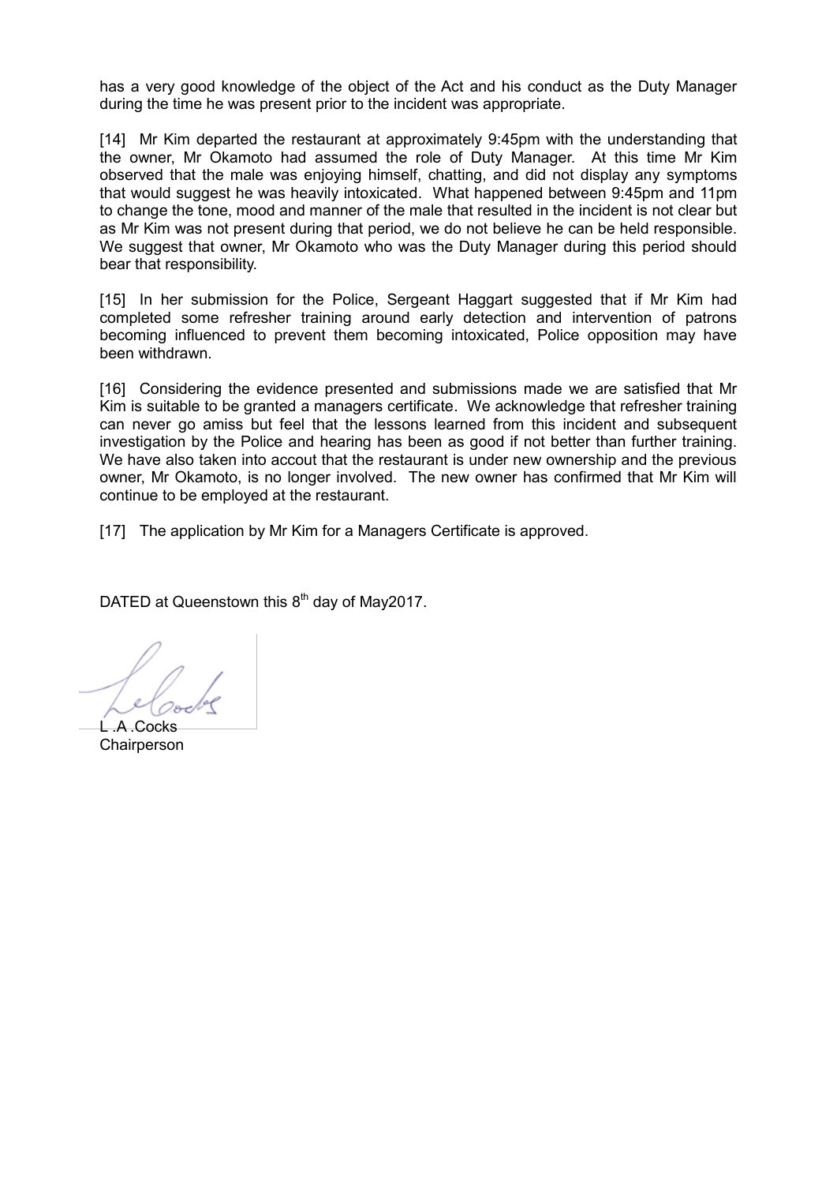has a very good knowledge of the object of the Act and his conduct as the Duty Manager during the time he was present prior to the incident was appropriate.

[14] Mr Kim departed the restaurant at approximately 9:45pm with the understanding that the owner, Mr Okamoto had assumed the role of Duty Manager. At this time Mr Kim observed that the male was enjoying himself, chatting, and did not display any symptoms that would suggest he was heavily intoxicated. What happened between 9:45pm and 11pm to change the tone, mood and manner of the male that resulted in the incident is not clear but as Mr Kim was not present during that period, we do not believe he can be held responsible. We suggest that owner, Mr Okamoto who was the Duty Manager during this period should bear that responsibility.

[15] In her submission for the Police, Sergeant Haggart suggested that if Mr Kim had completed some refresher training around early detection and intervention of patrons becoming influenced to prevent them becoming intoxicated, Police opposition may have been withdrawn.

[16] Considering the evidence presented and submissions made we are satisfied that Mr Kim is suitable to be granted a managers certificate. We acknowledge that refresher training can never go amiss but feel that the lessons learned from this incident and subsequent investigation by the Police and hearing has been as good if not better than further training. We have also taken into accout that the restaurant is under new ownership and the previous owner, Mr Okamoto, is no longer involved. The new owner has confirmed that Mr Kim will continue to be employed at the restaurant.

[17] The application by Mr Kim for a Managers Certificate is approved.

DATED at Queenstown this 8th day of May2017.

L .A .Cocks
Chairperson